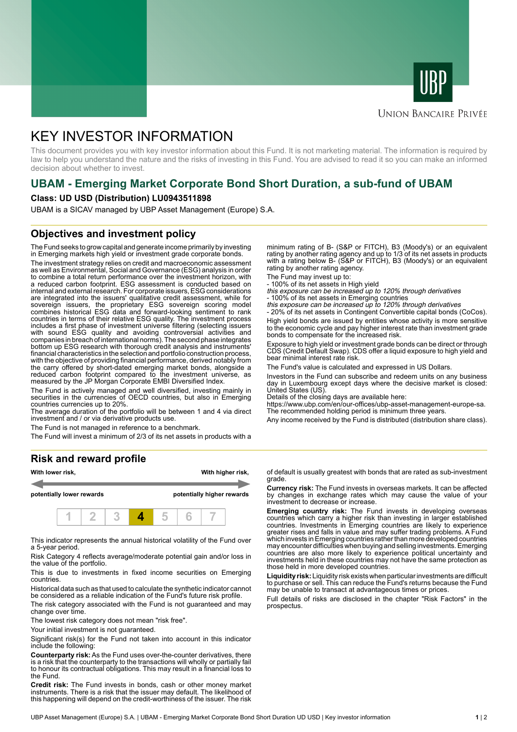# KEY INVESTOR INFORMATION

This document provides you with key investor information about this Fund. It is not marketing material. The information is required by law to help you understand the nature and the risks of investing in this Fund. You are advised to read it so you can make an informed decision about whether to invest.

## UBAM - Emerging Market Corporate Bond Short Duration, a sub-fund of UBAM

**Class: UD USD (Distribution) LU0943511898**

UBAM is a SICAV managed by UBP Asset Management (Europe) S.A.

## Objectives and investment policy

The Fund seeks to grow capital and generate income primarily by investing in Emerging markets high yield or investment grade corporate bonds.

The investment strategy relies on credit and macroeconomic assessment as well as Environmental, Social and Governance (ESG) analysis in order to combine a total return performance over the investment horizon, with a reduced carbon footprint. ESG assessment is conducted based on internal and external research. For corporate issuers, ESG considerations are integrated into the issuers' qualitative credit assessment, while for sovereign issuers, the proprietary ESG sovereign scoring model combines historical ESG data and forward-looking sentiment to rank countries in terms of their relative ESG quality. The investment process includes a first phase of investment universe filtering (selecting issuers with sound ESG quality and avoiding controversial activities and companies in breach of international norms). The second phase integrates bottom up ESG research with thorough credit analysis and instruments' financial characteristics in the selection and portfolio construction process, with the objective of providing financial performance, derived notably from the carry offered by short-dated emerging market bonds, alongside a reduced carbon footprint compared to the investment universe, as measured by the JP Morgan Corporate EMBI Diversified Index.

The Fund is actively managed and well diversified, investing mainly in securities in the currencies of OECD countries, but also in Emerging countries currencies up to 20%.

The average duration of the portfolio will be between 1 and 4 via direct investment and / or via derivative products use.

The Fund is not managed in reference to a benchmark.

The Fund will invest a minimum of 2/3 of its net assets in products with a minimum rating of B- (S&P or FITCH), B3 (Moody's) or an equivalent rating by another rating agency and up to 1/3 of its net assets in products with a rating below B- (S&P or FITCH), B3 (Moody's) or an equivalent rating by another rating agency.

The Fund may invest up to:

- 100% of its net assets in High yield
  *this exposure can be increased up to 120% through derivatives*
- 100% of its net assets in Emerging countries
  *this exposure can be increased up to 120% through derivatives*
- 20% of its net assets in Contingent Convertible capital bonds (CoCos).

High yield bonds are issued by entities whose activity is more sensitive to the economic cycle and pay higher interest rate than investment grade bonds to compensate for the increased risk.

Exposure to high yield or investment grade bonds can be direct or through CDS (Credit Default Swap). CDS offer a liquid exposure to high yield and bear minimal interest rate risk.

The Fund's value is calculated and expressed in US Dollars.

Investors in the Fund can subscribe and redeem units on any business day in Luxembourg except days where the decisive market is closed: United States (US).

Details of the closing days are available here:
https://www.ubp.com/en/our-offices/ubp-asset-management-europe-sa.

The recommended holding period is minimum three years.

Any income received by the Fund is distributed (distribution share class).

## Risk and reward profile

**With lower risk,** **potentially lower rewards** — **With higher risk,** **potentially higher rewards**

| 1 | 2 | 3 | **4** | 5 | 6 | 7 |
|---|---|---|---|---|---|---|

This indicator represents the annual historical volatility of the Fund over a 5-year period.

Risk Category 4 reflects average/moderate potential gain and/or loss in the value of the portfolio.

This is due to investments in fixed income securities on Emerging countries.

Historical data such as that used to calculate the synthetic indicator cannot be considered as a reliable indication of the Fund's future risk profile.

The risk category associated with the Fund is not guaranteed and may change over time.

The lowest risk category does not mean "risk free".

Your initial investment is not guaranteed.

Significant risk(s) for the Fund not taken into account in this indicator include the following:

**Counterparty risk:** As the Fund uses over-the-counter derivatives, there is a risk that the counterparty to the transactions will wholly or partially fail to honour its contractual obligations. This may result in a financial loss to the Fund.

**Credit risk:** The Fund invests in bonds, cash or other money market instruments. There is a risk that the issuer may default. The likelihood of this happening will depend on the credit-worthiness of the issuer. The risk of default is usually greatest with bonds that are rated as sub-investment grade.

**Currency risk:** The Fund invests in overseas markets. It can be affected by changes in exchange rates which may cause the value of your investment to decrease or increase.

**Emerging country risk:** The Fund invests in developing overseas countries which carry a higher risk than investing in larger established countries. Investments in Emerging countries are likely to experience greater rises and falls in value and may suffer trading problems. A Fund which invests in Emerging countries rather than more developed countries may encounter difficulties when buying and selling investments. Emerging countries are also more likely to experience political uncertainty and investments held in these countries may not have the same protection as those held in more developed countries.

**Liquidity risk:** Liquidity risk exists when particular investments are difficult to purchase or sell. This can reduce the Fund's returns because the Fund may be unable to transact at advantageous times or prices.

Full details of risks are disclosed in the chapter "Risk Factors" in the prospectus.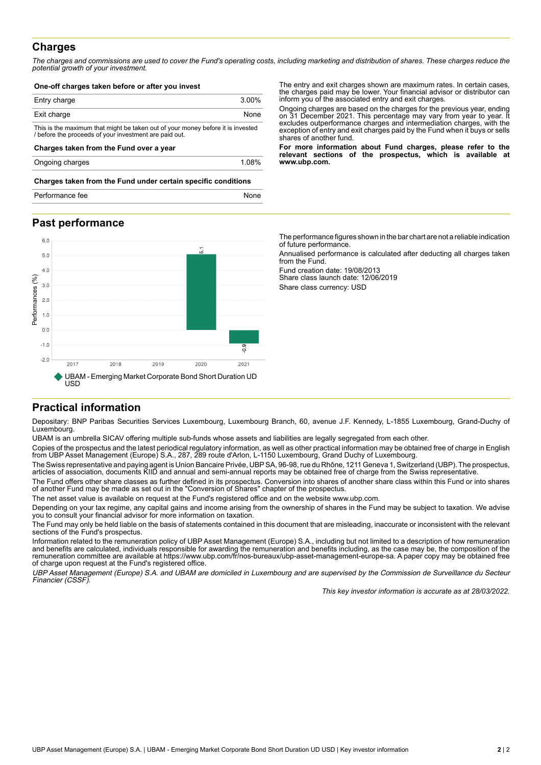## Charges

*The charges and commissions are used to cover the Fund's operating costs, including marketing and distribution of shares. These charges reduce the potential growth of your investment.*

| One-off charges taken before or after you invest | |
|---|---|
| Entry charge | 3.00% |
| Exit charge | None |

This is the maximum that might be taken out of your money before it is invested / before the proceeds of your investment are paid out.

| Charges taken from the Fund over a year | |
|---|---|
| Ongoing charges | 1.08% |

| Charges taken from the Fund under certain specific conditions | |
|---|---|
| Performance fee | None |

The entry and exit charges shown are maximum rates. In certain cases, the charges paid may be lower. Your financial advisor or distributor can inform you of the associated entry and exit charges.

Ongoing charges are based on the charges for the previous year, ending on 31 December 2021. This percentage may vary from year to year. It excludes outperformance charges and intermediation charges, with the exception of entry and exit charges paid by the Fund when it buys or sells shares of another fund.

**For more information about Fund charges, please refer to the relevant sections of the prospectus, which is available at www.ubp.com.**

## Past performance

Performances (%)

6.0
5.0
4.0
3.0
2.0
1.0
0.0
-1.0
-2.0

2017
2018
2019
2020
2021

5.1
-0.9

UBAM - Emerging Market Corporate Bond Short Duration UD USD

The performance figures shown in the bar chart are not a reliable indication of future performance.

Annualised performance is calculated after deducting all charges taken from the Fund.

Fund creation date: 19/08/2013
Share class launch date: 12/06/2019
Share class currency: USD

## Practical information

Depositary: BNP Paribas Securities Services Luxembourg, Luxembourg Branch, 60, avenue J.F. Kennedy, L-1855 Luxembourg, Grand-Duchy of Luxembourg.

UBAM is an umbrella SICAV offering multiple sub-funds whose assets and liabilities are legally segregated from each other.

Copies of the prospectus and the latest periodical regulatory information, as well as other practical information may be obtained free of charge in English from UBP Asset Management (Europe) S.A., 287, 289 route d'Arlon, L-1150 Luxembourg, Grand Duchy of Luxembourg.

The Swiss representative and paying agent is Union Bancaire Privée, UBP SA, 96-98, rue du Rhône, 1211 Geneva 1, Switzerland (UBP). The prospectus, articles of association, documents KIID and annual and semi-annual reports may be obtained free of charge from the Swiss representative.

The Fund offers other share classes as further defined in its prospectus. Conversion into shares of another share class within this Fund or into shares of another Fund may be made as set out in the "Conversion of Shares" chapter of the prospectus.

The net asset value is available on request at the Fund's registered office and on the website www.ubp.com.

Depending on your tax regime, any capital gains and income arising from the ownership of shares in the Fund may be subject to taxation. We advise you to consult your financial advisor for more information on taxation.

The Fund may only be held liable on the basis of statements contained in this document that are misleading, inaccurate or inconsistent with the relevant sections of the Fund's prospectus.

Information related to the remuneration policy of UBP Asset Management (Europe) S.A., including but not limited to a description of how remuneration and benefits are calculated, individuals responsible for awarding the remuneration and benefits including, as the case may be, the composition of the remuneration committee are available at https://www.ubp.com/fr/nos-bureaux/ubp-asset-management-europe-sa. A paper copy may be obtained free of charge upon request at the Fund's registered office.

*UBP Asset Management (Europe) S.A. and UBAM are domiciled in Luxembourg and are supervised by the Commission de Surveillance du Secteur Financier (CSSF).*

*This key investor information is accurate as at 28/03/2022.*